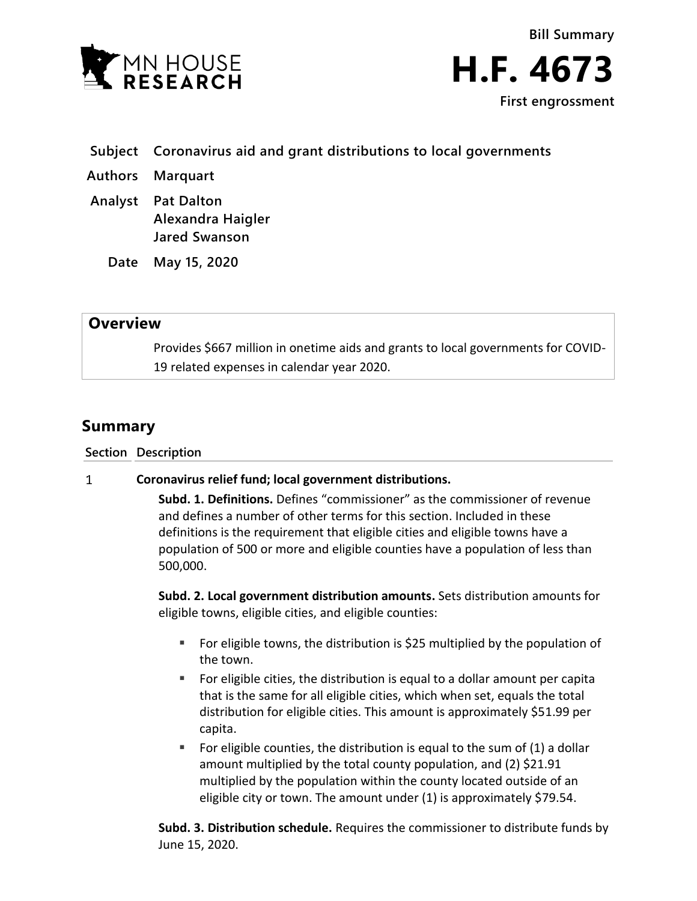MN HOUSE RESEARCH

**Bill Summary**

# H.F. 4673

**First engrossment**

**Subject** Coronavirus aid and grant distributions to local governments

**Authors** Marquart

**Analyst** Pat Dalton
Alexandra Haigler
Jared Swanson

**Date** May 15, 2020

## Overview

Provides $667 million in onetime aids and grants to local governments for COVID-19 related expenses in calendar year 2020.

## Summary

| Section | Description |
|---|---|
| 1 | **Coronavirus relief fund; local government distributions.** |

**Subd. 1. Definitions.** Defines "commissioner" as the commissioner of revenue and defines a number of other terms for this section. Included in these definitions is the requirement that eligible cities and eligible towns have a population of 500 or more and eligible counties have a population of less than 500,000.

**Subd. 2. Local government distribution amounts.** Sets distribution amounts for eligible towns, eligible cities, and eligible counties:

- For eligible towns, the distribution is $25 multiplied by the population of the town.
- For eligible cities, the distribution is equal to a dollar amount per capita that is the same for all eligible cities, which when set, equals the total distribution for eligible cities. This amount is approximately $51.99 per capita.
- For eligible counties, the distribution is equal to the sum of (1) a dollar amount multiplied by the total county population, and (2) $21.91 multiplied by the population within the county located outside of an eligible city or town. The amount under (1) is approximately $79.54.

**Subd. 3. Distribution schedule.** Requires the commissioner to distribute funds by June 15, 2020.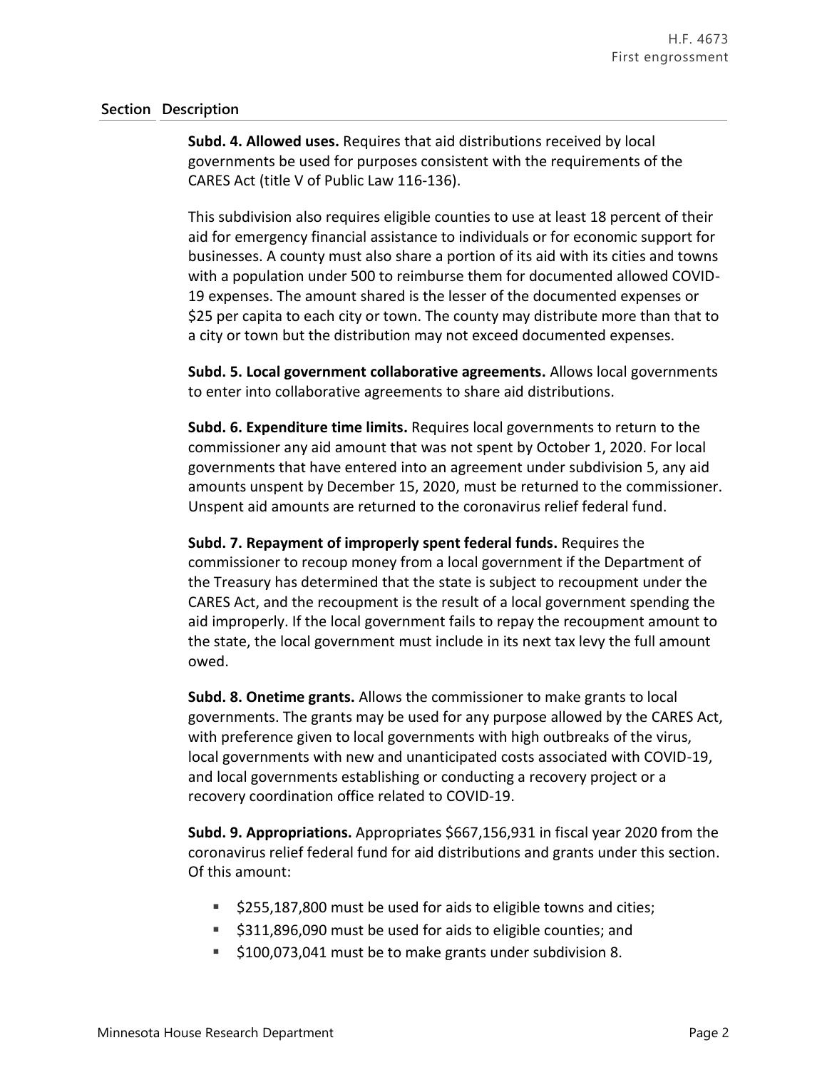| Section | Description |
|---|---|
| | **Subd. 4. Allowed uses.** Requires that aid distributions received by local governments be used for purposes consistent with the requirements of the CARES Act (title V of Public Law 116-136). |

This subdivision also requires eligible counties to use at least 18 percent of their aid for emergency financial assistance to individuals or for economic support for businesses. A county must also share a portion of its aid with its cities and towns with a population under 500 to reimburse them for documented allowed COVID-19 expenses. The amount shared is the lesser of the documented expenses or $25 per capita to each city or town. The county may distribute more than that to a city or town but the distribution may not exceed documented expenses.

**Subd. 5. Local government collaborative agreements.** Allows local governments to enter into collaborative agreements to share aid distributions.

**Subd. 6. Expenditure time limits.** Requires local governments to return to the commissioner any aid amount that was not spent by October 1, 2020. For local governments that have entered into an agreement under subdivision 5, any aid amounts unspent by December 15, 2020, must be returned to the commissioner. Unspent aid amounts are returned to the coronavirus relief federal fund.

**Subd. 7. Repayment of improperly spent federal funds.** Requires the commissioner to recoup money from a local government if the Department of the Treasury has determined that the state is subject to recoupment under the CARES Act, and the recoupment is the result of a local government spending the aid improperly. If the local government fails to repay the recoupment amount to the state, the local government must include in its next tax levy the full amount owed.

**Subd. 8. Onetime grants.** Allows the commissioner to make grants to local governments. The grants may be used for any purpose allowed by the CARES Act, with preference given to local governments with high outbreaks of the virus, local governments with new and unanticipated costs associated with COVID-19, and local governments establishing or conducting a recovery project or a recovery coordination office related to COVID-19.

**Subd. 9. Appropriations.** Appropriates $667,156,931 in fiscal year 2020 from the coronavirus relief federal fund for aid distributions and grants under this section. Of this amount:

- $255,187,800 must be used for aids to eligible towns and cities;
- $311,896,090 must be used for aids to eligible counties; and
- $100,073,041 must be to make grants under subdivision 8.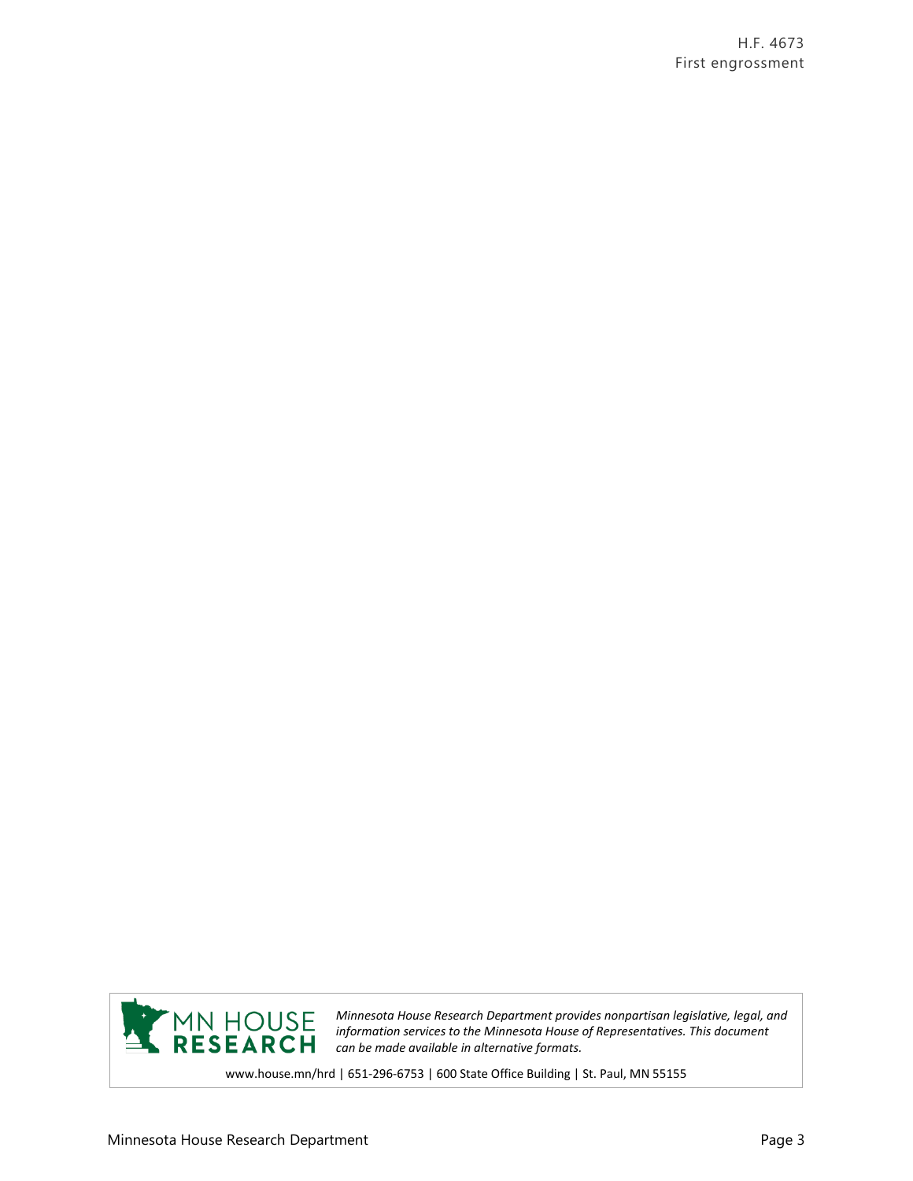*Minnesota House Research Department provides nonpartisan legislative, legal, and information services to the Minnesota House of Representatives. This document can be made available in alternative formats.*

www.house.mn/hrd | 651-296-6753 | 600 State Office Building | St. Paul, MN 55155